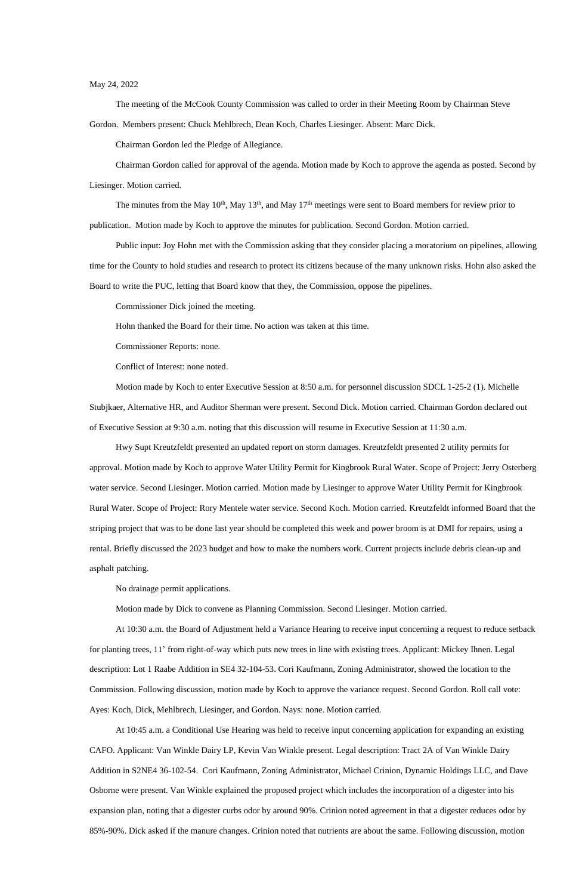May 24, 2022

The meeting of the McCook County Commission was called to order in their Meeting Room by Chairman Steve Gordon. Members present: Chuck Mehlbrech, Dean Koch, Charles Liesinger. Absent: Marc Dick.

Chairman Gordon led the Pledge of Allegiance.

Chairman Gordon called for approval of the agenda. Motion made by Koch to approve the agenda as posted. Second by Liesinger. Motion carried.

The minutes from the May 10th, May 13th, and May 17th meetings were sent to Board members for review prior to publication. Motion made by Koch to approve the minutes for publication. Second Gordon. Motion carried.

Public input: Joy Hohn met with the Commission asking that they consider placing a moratorium on pipelines, allowing time for the County to hold studies and research to protect its citizens because of the many unknown risks. Hohn also asked the Board to write the PUC, letting that Board know that they, the Commission, oppose the pipelines.

Commissioner Dick joined the meeting.

Hohn thanked the Board for their time. No action was taken at this time.

Commissioner Reports: none.

Conflict of Interest: none noted.

Motion made by Koch to enter Executive Session at 8:50 a.m. for personnel discussion SDCL 1-25-2 (1). Michelle Stubjkaer, Alternative HR, and Auditor Sherman were present. Second Dick. Motion carried. Chairman Gordon declared out of Executive Session at 9:30 a.m. noting that this discussion will resume in Executive Session at 11:30 a.m.

Hwy Supt Kreutzfeldt presented an updated report on storm damages. Kreutzfeldt presented 2 utility permits for approval. Motion made by Koch to approve Water Utility Permit for Kingbrook Rural Water. Scope of Project: Jerry Osterberg water service. Second Liesinger. Motion carried. Motion made by Liesinger to approve Water Utility Permit for Kingbrook Rural Water. Scope of Project: Rory Mentele water service. Second Koch. Motion carried. Kreutzfeldt informed Board that the striping project that was to be done last year should be completed this week and power broom is at DMI for repairs, using a rental. Briefly discussed the 2023 budget and how to make the numbers work. Current projects include debris clean-up and asphalt patching.

No drainage permit applications.

Motion made by Dick to convene as Planning Commission. Second Liesinger. Motion carried.

At 10:30 a.m. the Board of Adjustment held a Variance Hearing to receive input concerning a request to reduce setback for planting trees, 11' from right-of-way which puts new trees in line with existing trees. Applicant: Mickey Ihnen. Legal description: Lot 1 Raabe Addition in SE4 32-104-53. Cori Kaufmann, Zoning Administrator, showed the location to the Commission. Following discussion, motion made by Koch to approve the variance request. Second Gordon. Roll call vote: Ayes: Koch, Dick, Mehlbrech, Liesinger, and Gordon. Nays: none. Motion carried.

At 10:45 a.m. a Conditional Use Hearing was held to receive input concerning application for expanding an existing CAFO. Applicant: Van Winkle Dairy LP, Kevin Van Winkle present. Legal description: Tract 2A of Van Winkle Dairy Addition in S2NE4 36-102-54. Cori Kaufmann, Zoning Administrator, Michael Crinion, Dynamic Holdings LLC, and Dave Osborne were present. Van Winkle explained the proposed project which includes the incorporation of a digester into his expansion plan, noting that a digester curbs odor by around 90%. Crinion noted agreement in that a digester reduces odor by 85%-90%. Dick asked if the manure changes. Crinion noted that nutrients are about the same. Following discussion, motion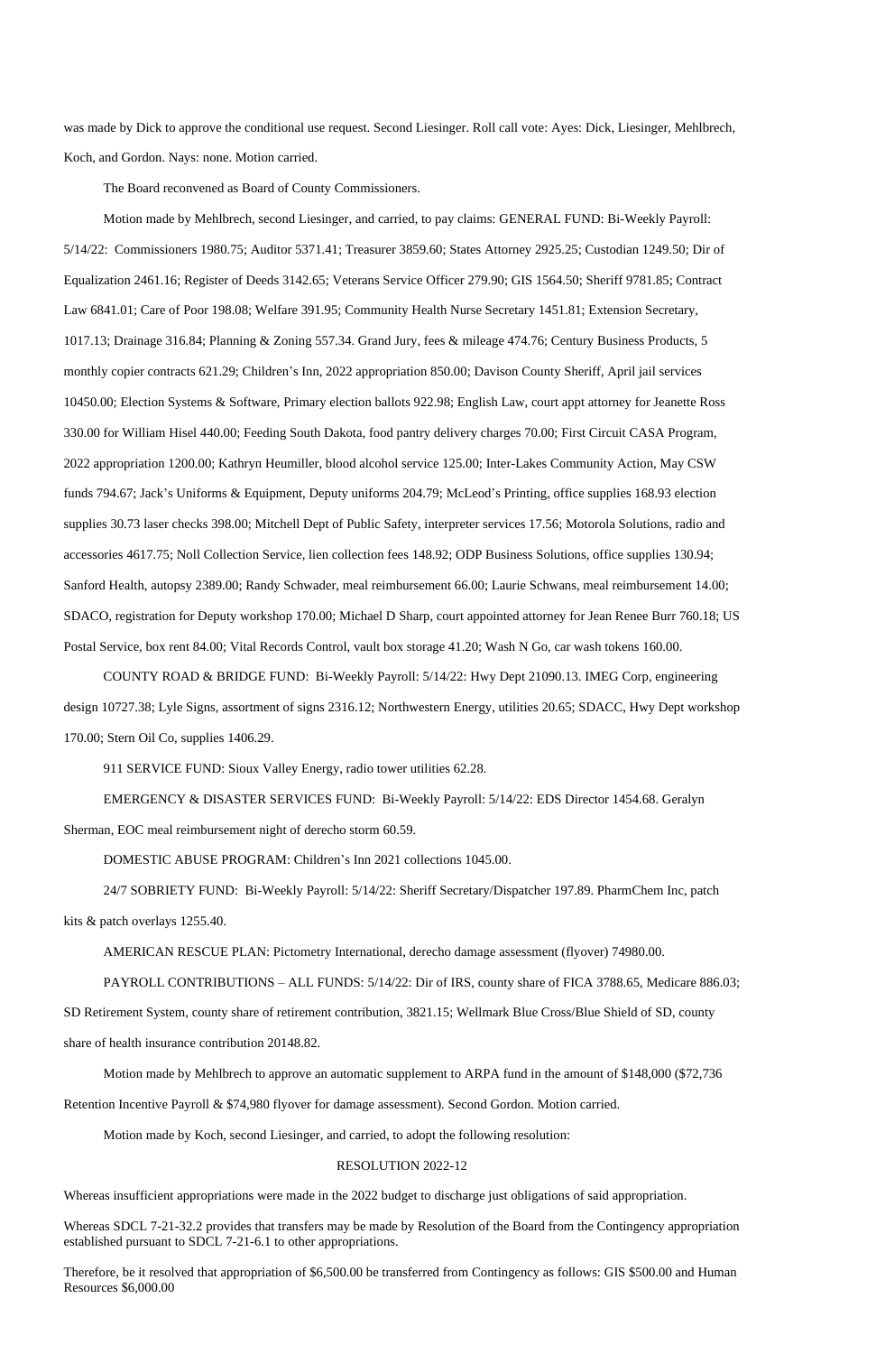was made by Dick to approve the conditional use request. Second Liesinger. Roll call vote: Ayes: Dick, Liesinger, Mehlbrech, Koch, and Gordon. Nays: none. Motion carried.

The Board reconvened as Board of County Commissioners.

Motion made by Mehlbrech, second Liesinger, and carried, to pay claims: GENERAL FUND: Bi-Weekly Payroll: 5/14/22: Commissioners 1980.75; Auditor 5371.41; Treasurer 3859.60; States Attorney 2925.25; Custodian 1249.50; Dir of Equalization 2461.16; Register of Deeds 3142.65; Veterans Service Officer 279.90; GIS 1564.50; Sheriff 9781.85; Contract Law 6841.01; Care of Poor 198.08; Welfare 391.95; Community Health Nurse Secretary 1451.81; Extension Secretary, 1017.13; Drainage 316.84; Planning & Zoning 557.34. Grand Jury, fees & mileage 474.76; Century Business Products, 5 monthly copier contracts 621.29; Children's Inn, 2022 appropriation 850.00; Davison County Sheriff, April jail services 10450.00; Election Systems & Software, Primary election ballots 922.98; English Law, court appt attorney for Jeanette Ross 330.00 for William Hisel 440.00; Feeding South Dakota, food pantry delivery charges 70.00; First Circuit CASA Program, 2022 appropriation 1200.00; Kathryn Heumiller, blood alcohol service 125.00; Inter-Lakes Community Action, May CSW funds 794.67; Jack's Uniforms & Equipment, Deputy uniforms 204.79; McLeod's Printing, office supplies 168.93 election supplies 30.73 laser checks 398.00; Mitchell Dept of Public Safety, interpreter services 17.56; Motorola Solutions, radio and accessories 4617.75; Noll Collection Service, lien collection fees 148.92; ODP Business Solutions, office supplies 130.94; Sanford Health, autopsy 2389.00; Randy Schwader, meal reimbursement 66.00; Laurie Schwans, meal reimbursement 14.00; SDACO, registration for Deputy workshop 170.00; Michael D Sharp, court appointed attorney for Jean Renee Burr 760.18; US Postal Service, box rent 84.00; Vital Records Control, vault box storage 41.20; Wash N Go, car wash tokens 160.00.

COUNTY ROAD & BRIDGE FUND: Bi-Weekly Payroll: 5/14/22: Hwy Dept 21090.13. IMEG Corp, engineering design 10727.38; Lyle Signs, assortment of signs 2316.12; Northwestern Energy, utilities 20.65; SDACC, Hwy Dept workshop 170.00; Stern Oil Co, supplies 1406.29.

911 SERVICE FUND: Sioux Valley Energy, radio tower utilities 62.28.

EMERGENCY & DISASTER SERVICES FUND: Bi-Weekly Payroll: 5/14/22: EDS Director 1454.68. Geralyn Sherman, EOC meal reimbursement night of derecho storm 60.59.

DOMESTIC ABUSE PROGRAM: Children's Inn 2021 collections 1045.00.

24/7 SOBRIETY FUND: Bi-Weekly Payroll: 5/14/22: Sheriff Secretary/Dispatcher 197.89. PharmChem Inc, patch kits & patch overlays 1255.40.

AMERICAN RESCUE PLAN: Pictometry International, derecho damage assessment (flyover) 74980.00.

PAYROLL CONTRIBUTIONS – ALL FUNDS: 5/14/22: Dir of IRS, county share of FICA 3788.65, Medicare 886.03; SD Retirement System, county share of retirement contribution, 3821.15; Wellmark Blue Cross/Blue Shield of SD, county share of health insurance contribution 20148.82.

Motion made by Mehlbrech to approve an automatic supplement to ARPA fund in the amount of $148,000 ($72,736 Retention Incentive Payroll & $74,980 flyover for damage assessment). Second Gordon. Motion carried.

Motion made by Koch, second Liesinger, and carried, to adopt the following resolution:

RESOLUTION 2022-12

Whereas insufficient appropriations were made in the 2022 budget to discharge just obligations of said appropriation.

Whereas SDCL 7-21-32.2 provides that transfers may be made by Resolution of the Board from the Contingency appropriation established pursuant to SDCL 7-21-6.1 to other appropriations.

Therefore, be it resolved that appropriation of $6,500.00 be transferred from Contingency as follows: GIS $500.00 and Human Resources $6,000.00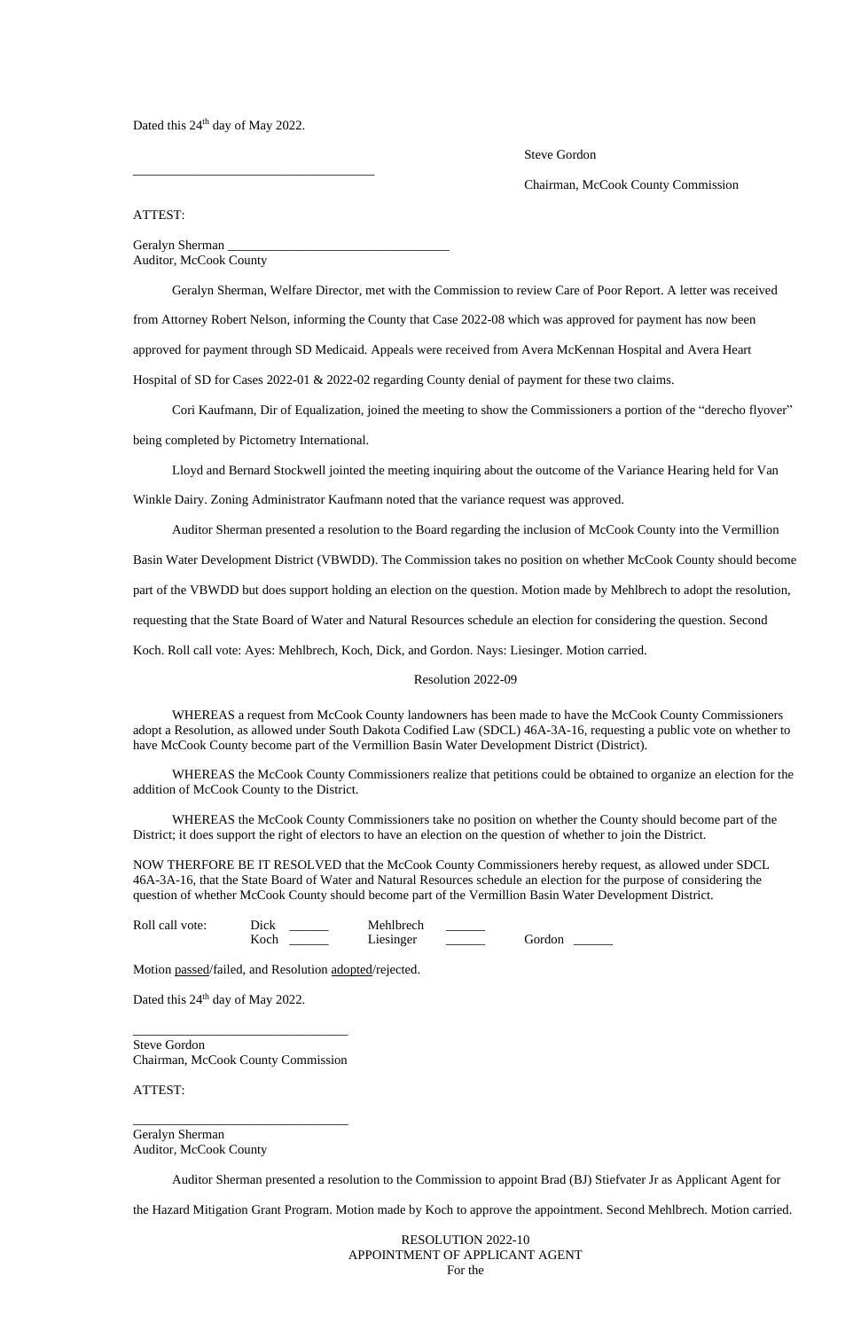Dated this 24th day of May 2022.

Steve Gordon

\_\_\_\_\_\_\_\_\_\_\_\_\_\_\_\_\_\_\_\_\_\_\_\_\_\_\_\_\_\_\_\_\_\_\_\_\_

Chairman, McCook County Commission

ATTEST:

Geralyn Sherman \_\_\_\_\_\_\_\_\_\_\_\_\_\_\_\_\_\_\_\_\_\_\_\_\_\_\_\_\_\_\_\_\_\_
Auditor, McCook County

Geralyn Sherman, Welfare Director, met with the Commission to review Care of Poor Report. A letter was received from Attorney Robert Nelson, informing the County that Case 2022-08 which was approved for payment has now been approved for payment through SD Medicaid. Appeals were received from Avera McKennan Hospital and Avera Heart Hospital of SD for Cases 2022-01 & 2022-02 regarding County denial of payment for these two claims.

Cori Kaufmann, Dir of Equalization, joined the meeting to show the Commissioners a portion of the "derecho flyover" being completed by Pictometry International.

Lloyd and Bernard Stockwell jointed the meeting inquiring about the outcome of the Variance Hearing held for Van Winkle Dairy. Zoning Administrator Kaufmann noted that the variance request was approved.

Auditor Sherman presented a resolution to the Board regarding the inclusion of McCook County into the Vermillion Basin Water Development District (VBWDD). The Commission takes no position on whether McCook County should become part of the VBWDD but does support holding an election on the question. Motion made by Mehlbrech to adopt the resolution, requesting that the State Board of Water and Natural Resources schedule an election for considering the question. Second Koch. Roll call vote: Ayes: Mehlbrech, Koch, Dick, and Gordon. Nays: Liesinger. Motion carried.

Resolution 2022-09

WHEREAS a request from McCook County landowners has been made to have the McCook County Commissioners adopt a Resolution, as allowed under South Dakota Codified Law (SDCL) 46A-3A-16, requesting a public vote on whether to have McCook County become part of the Vermillion Basin Water Development District (District).

WHEREAS the McCook County Commissioners realize that petitions could be obtained to organize an election for the addition of McCook County to the District.

WHEREAS the McCook County Commissioners take no position on whether the County should become part of the District; it does support the right of electors to have an election on the question of whether to join the District.

NOW THERFORE BE IT RESOLVED that the McCook County Commissioners hereby request, as allowed under SDCL 46A-3A-16, that the State Board of Water and Natural Resources schedule an election for the purpose of considering the question of whether McCook County should become part of the Vermillion Basin Water Development District.

Roll call vote: Dick \_\_\_\_\_\_ Mehlbrech \_\_\_\_\_\_
Koch \_\_\_\_\_\_ Liesinger \_\_\_\_\_\_ Gordon \_\_\_\_\_\_

Motion passed/failed, and Resolution adopted/rejected.

Dated this 24th day of May 2022.

\_\_\_\_\_\_\_\_\_\_\_\_\_\_\_\_\_\_\_\_\_\_\_\_\_\_\_\_\_\_\_\_\_
Steve Gordon
Chairman, McCook County Commission

ATTEST:

\_\_\_\_\_\_\_\_\_\_\_\_\_\_\_\_\_\_\_\_\_\_\_\_\_\_\_\_\_\_\_\_\_
Geralyn Sherman
Auditor, McCook County

Auditor Sherman presented a resolution to the Commission to appoint Brad (BJ) Stiefvater Jr as Applicant Agent for the Hazard Mitigation Grant Program. Motion made by Koch to approve the appointment. Second Mehlbrech. Motion carried.

RESOLUTION 2022-10
APPOINTMENT OF APPLICANT AGENT
For the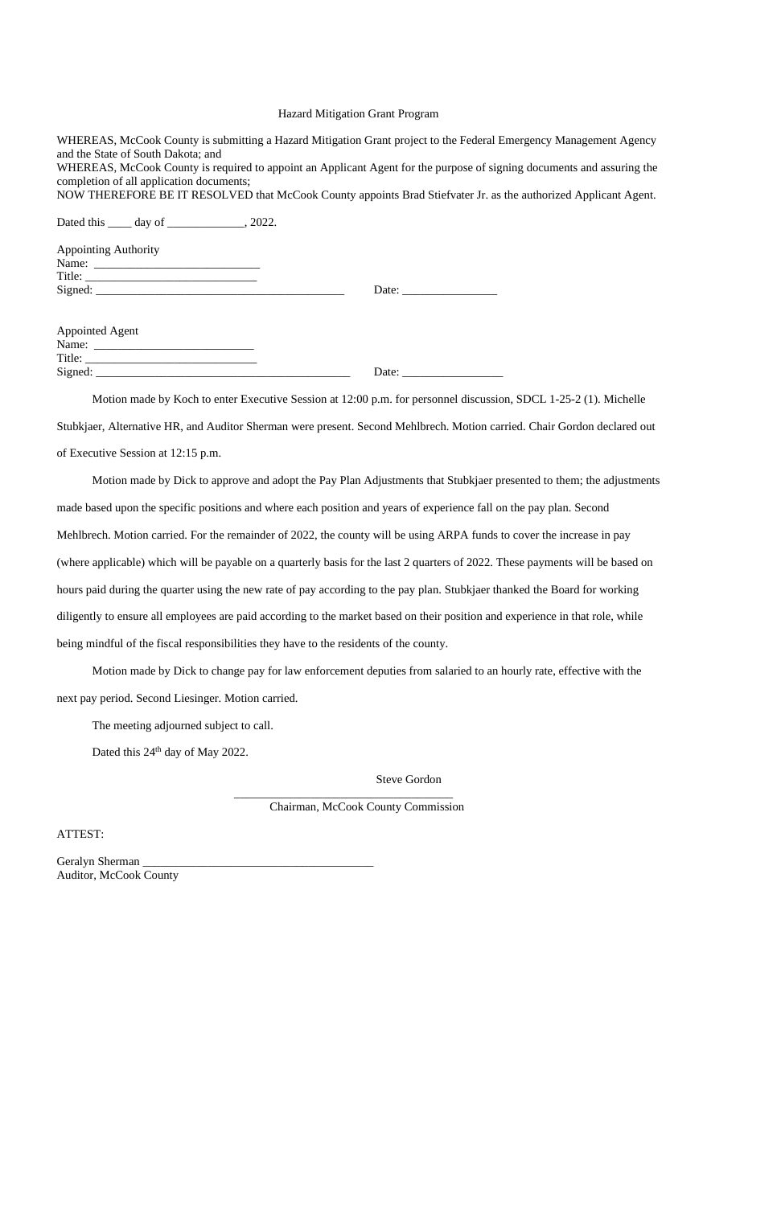Hazard Mitigation Grant Program

WHEREAS, McCook County is submitting a Hazard Mitigation Grant project to the Federal Emergency Management Agency and the State of South Dakota; and
WHEREAS, McCook County is required to appoint an Applicant Agent for the purpose of signing documents and assuring the completion of all application documents;
NOW THEREFORE BE IT RESOLVED that McCook County appoints Brad Stiefvater Jr. as the authorized Applicant Agent.

Dated this ____ day of _____________, 2022.

Appointing Authority
Name: ___________________________
Title: ____________________________
Signed: __________________________________________ Date: ________________

Appointed Agent
Name: ___________________________
Title: ____________________________
Signed: ___________________________________________ Date: _________________

Motion made by Koch to enter Executive Session at 12:00 p.m. for personnel discussion, SDCL 1-25-2 (1). Michelle Stubkjaer, Alternative HR, and Auditor Sherman were present. Second Mehlbrech. Motion carried. Chair Gordon declared out of Executive Session at 12:15 p.m.

Motion made by Dick to approve and adopt the Pay Plan Adjustments that Stubkjaer presented to them; the adjustments made based upon the specific positions and where each position and years of experience fall on the pay plan. Second Mehlbrech. Motion carried. For the remainder of 2022, the county will be using ARPA funds to cover the increase in pay (where applicable) which will be payable on a quarterly basis for the last 2 quarters of 2022. These payments will be based on hours paid during the quarter using the new rate of pay according to the pay plan. Stubkjaer thanked the Board for working diligently to ensure all employees are paid according to the market based on their position and experience in that role, while being mindful of the fiscal responsibilities they have to the residents of the county.

Motion made by Dick to change pay for law enforcement deputies from salaried to an hourly rate, effective with the next pay period. Second Liesinger. Motion carried.

The meeting adjourned subject to call.

Dated this 24th day of May 2022.

Steve Gordon
_____________________________________
Chairman, McCook County Commission

ATTEST:

Geralyn Sherman _______________________________________
Auditor, McCook County